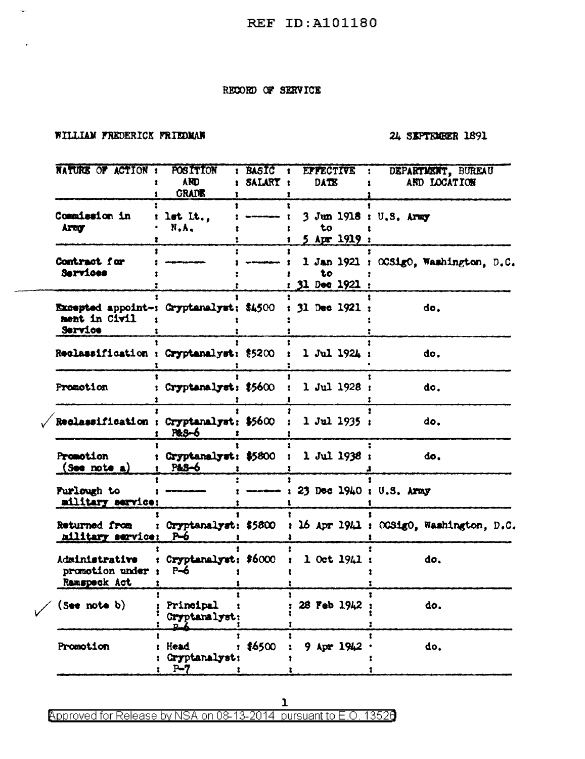REF ID:A101180

# RECORD OF SERVICE

WILLIAM FREDERICK FRIEDMAN 24 SEPTEMBER 1891

| NATURE OF ACTION | POSITION AND GRADE | BASIC SALARY | EFFECTIVE DATE | DEPARTMENT, BUREAU AND LOCATION |
|---|---|---|---|---|
| Commission in Army | 1st Lt., N.A. | ——— | 3 Jun 1918 to 5 Apr 1919 | U.S. Army |
| Contract for Services | ——— | ——— | 1 Jan 1921 to 31 Dec 1921 | OCSigO, Washington, D.C. |
| Excepted appointment in Civil Service | Cryptanalyst | $4500 | 31 Dec 1921 | do. |
| Reclassification | Cryptanalyst | $5200 | 1 Jul 1924 | do. |
| Promotion | Cryptanalyst | $5600 | 1 Jul 1928 | do. |
| ✓ Reclassification | Cryptanalyst P&S-6 | $5600 | 1 Jul 1935 | do. |
| Promotion (See note a) | Cryptanalyst P&S-6 | $5800 | 1 Jul 1938 | do. |
| Furlough to military service | ——— | ——— | 23 Dec 1940 | U.S. Army |
| Returned from military service | Cryptanalyst P-6 | $5800 | 16 Apr 1941 | OCSigO, Washington, D.C. |
| Administrative promotion under Ramspeck Act | Cryptanalyst P-6 | $6000 | 1 Oct 1941 | do. |
| ✓ (See note b) | Principal Cryptanalyst P-6 | | 28 Feb 1942 | do. |
| Promotion | Head Cryptanalyst P-7 | $6500 | 9 Apr 1942 | do. |

Approved for Release by NSA on 08-13-2014 pursuant to E.O. 13526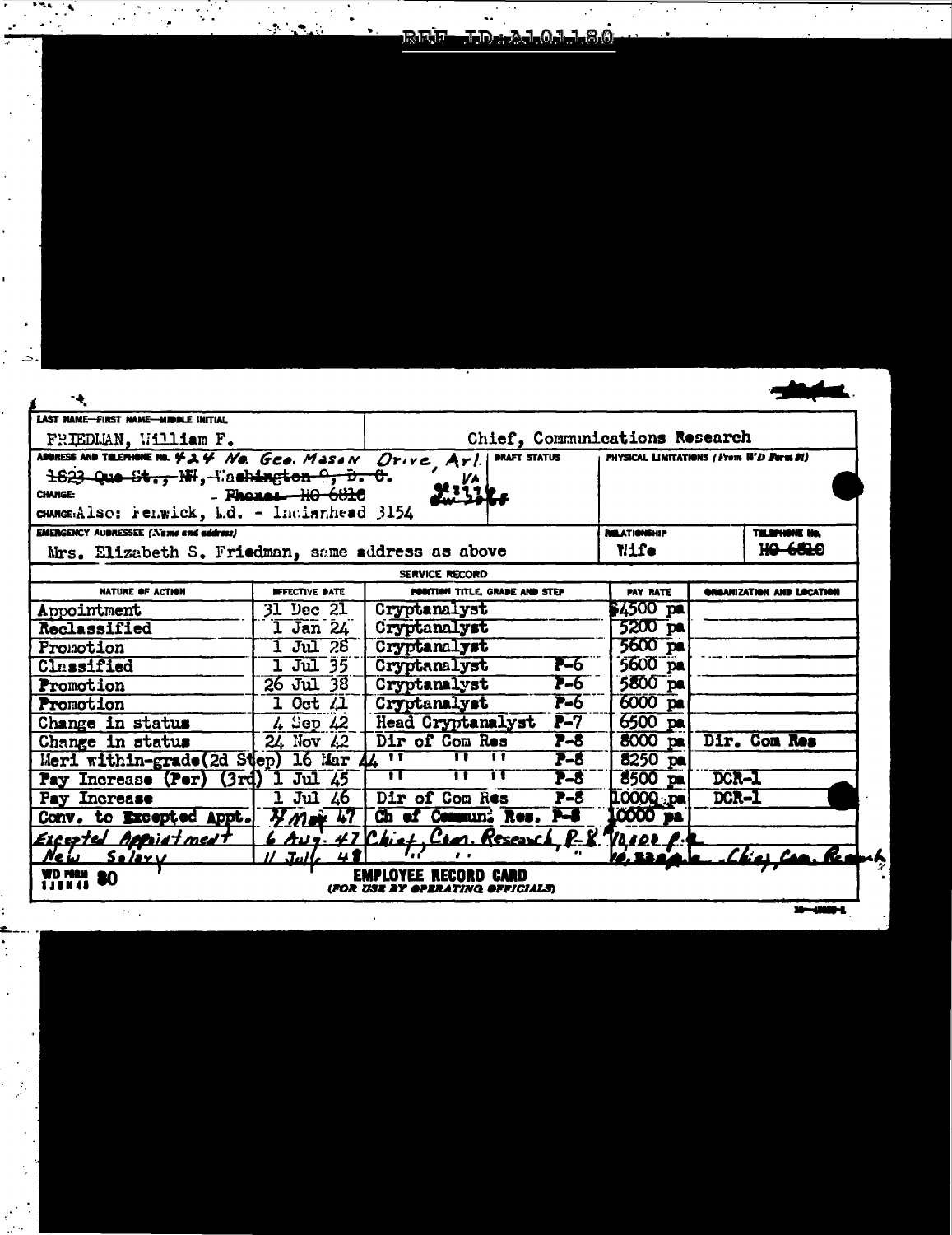REF ID:A101180

| LAST NAME—FIRST NAME—MIDDLE INITIAL | | |
|---|---|---|
| FRIEDMAN, William F. | Chief, Communications Research | |

ADDRESS AND TELEPHONE No. 424 No. Geo. Mason Drive, Arl. VA
~~1623 Que St., NW, Washington 9, D. C.~~
CHANGE: ~~- Phones- HO 6810~~
CHANGE: Also: Fenwick, Md. - Indianhead 3154

DRAFT STATUS

PHYSICAL LIMITATIONS (From WD Form 81)

| EMERGENCY ADDRESSEE (Name and address) | RELATIONSHIP | TELEPHONE No. |
|---|---|---|
| Mrs. Elizabeth S. Friedman, same address as above | Wife | ~~HO 6810~~ |

SERVICE RECORD

| NATURE OF ACTION | EFFECTIVE DATE | POSITION TITLE, GRADE AND STEP | | PAY RATE | ORGANIZATION AND LOCATION |
|---|---|---|---|---|---|
| Appointment | 31 Dec 21 | Cryptanalyst | | $4500 pa | |
| Reclassified | 1 Jan 24 | Cryptanalyst | | 5200 pa | |
| Promotion | 1 Jul 28 | Cryptanalyst | | 5600 pa | |
| Classified | 1 Jul 35 | Cryptanalyst | P-6 | 5600 pa | |
| Promotion | 26 Jul 38 | Cryptanalyst | P-6 | 5800 pa | |
| Promotion | 1 Oct 41 | Cryptanalyst | P-6 | 6000 pa | |
| Change in status | 4 Sep 42 | Head Cryptanalyst | P-7 | 6500 pa | |
| Change in status | 24 Nov 42 | Dir of Com Res | P-8 | 8000 pa | Dir. Com Res |
| Meri within-grade (2d Step) | 16 Mar 44 | " " " | P-8 | 8250 pa | |
| Pay Increase (Per) (3rd) | 1 Jul 45 | " " " | P-8 | 8500 pa | DCR-1 |
| Pay Increase | 1 Jul 46 | Dir of Com Res | P-8 | 10000 pa | DCR-1 |
| Conv. to Excepted Appt. | 7 May 47 | Ch of Commun. Res. | P-8 | 10000 pa | |
| Excepted Appointment | 6 Aug. 47 | Chief, Com. Research | P-8 | 10,000 p.a. | |
| New Salary | 11 July 48 | " " | " | 10,330 p.a. | Chief Com. Research |

WD FORM 80
1 JUN 43

EMPLOYEE RECORD CARD
(FOR USE BY OPERATING OFFICIALS)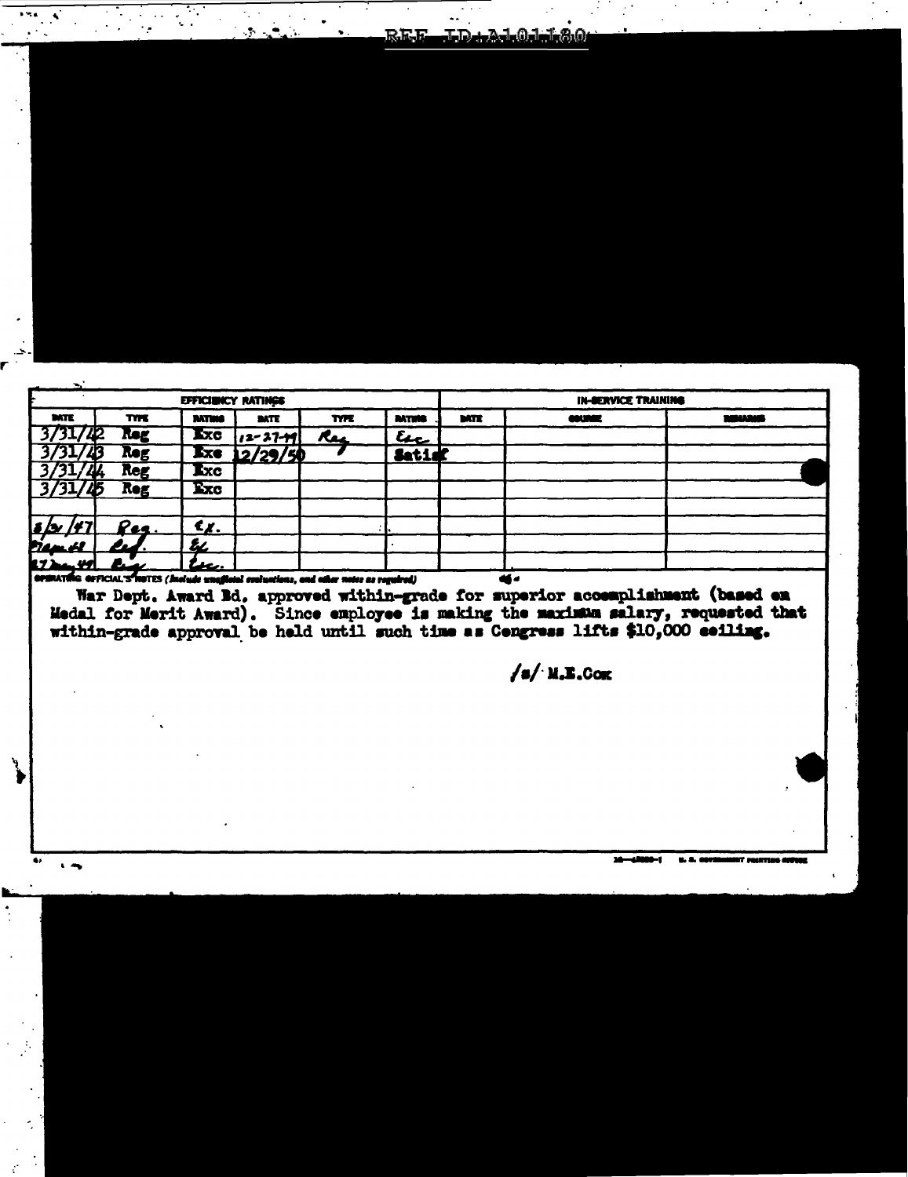REF ID:A101180

| EFFICIENCY RATINGS | | | | | | IN-SERVICE TRAINING | | |
|---|---|---|---|---|---|---|---|---|
| DATE | TYPE | RATING | DATE | TYPE | RATING | DATE | COURSE | REMARKS |
| 3/31/42 | Reg | Exc | 12-27-49 | Reg | Exc | | | |
| 3/31/43 | Reg | Exc | 12/29/50 | | Satisf | | | |
| 3/31/44 | Reg | Exc | | | | | | |
| 3/31/45 | Reg | Exc | | | | | | |
| | | | | | | | | |
| 8/31/47 | Reg. | Ex. | | | | | | |
| 31 Mar 48 | Reg. | Ex | | | | | | |
| 27 May 49 | Reg | Exc. | | | | | | |

OPERATING OFFICIAL'S NOTES (Include unofficial evaluations, and other notes as required)

War Dept. Award Bd. approved within-grade for superior accomplishment (based on Medal for Merit Award). Since employee is making the maximum salary, requested that within-grade approval be held until such time as Congress lifts $10,000 ceiling.

/s/ M.E.Cox

16—43000-1 U. S. GOVERNMENT PRINTING OFFICE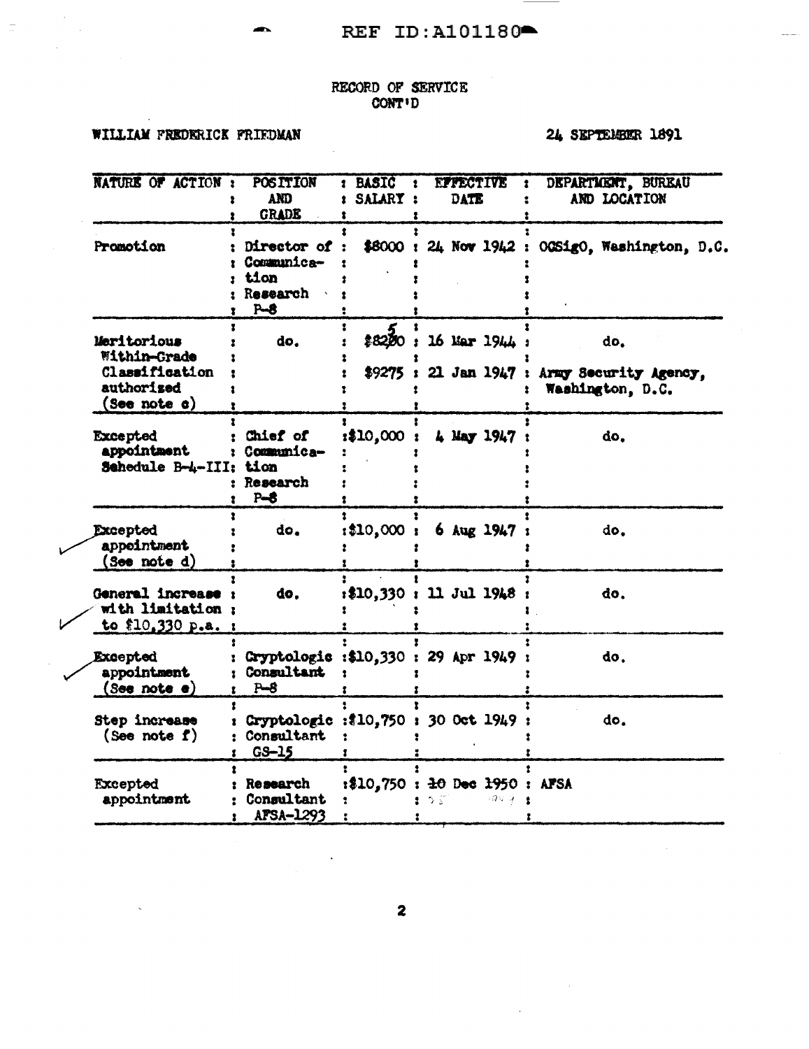REF ID:A101180

RECORD OF SERVICE
CONT'D

WILLIAM FREDERICK FRIEDMAN

24 SEPTEMBER 1891

| NATURE OF ACTION | POSITION AND GRADE | BASIC SALARY | EFFECTIVE DATE | DEPARTMENT, BUREAU AND LOCATION |
|---|---|---|---|---|
| Promotion | Director of Communication Research P-8 | $8000 | 24 Nov 1942 | OCSigO, Washington, D.C. |
| Meritorious Within-Grade Classification authorized (See note c) | do. | $8250 | 16 Mar 1944 | do. |
| | | $9275 | 21 Jan 1947 | Army Security Agency, Washington, D.C. |
| Excepted appointment Schedule B-4-III | Chief of Communication Research P-8 | $10,000 | 4 May 1947 | do. |
| Excepted appointment (See note d) | do. | $10,000 | 6 Aug 1947 | do. |
| General increase with limitation to $10,330 p.a. | do. | $10,330 | 11 Jul 1948 | do. |
| Excepted appointment (See note e) | Cryptologic Consultant P-8 | $10,330 | 29 Apr 1949 | do. |
| Step increase (See note f) | Cryptologic Consultant GS-15 | $10,750 | 30 Oct 1949 | do. |
| Excepted appointment | Research Consultant AFSA-1293 | $10,750 | ~~10 Dec 1950~~ | AFSA |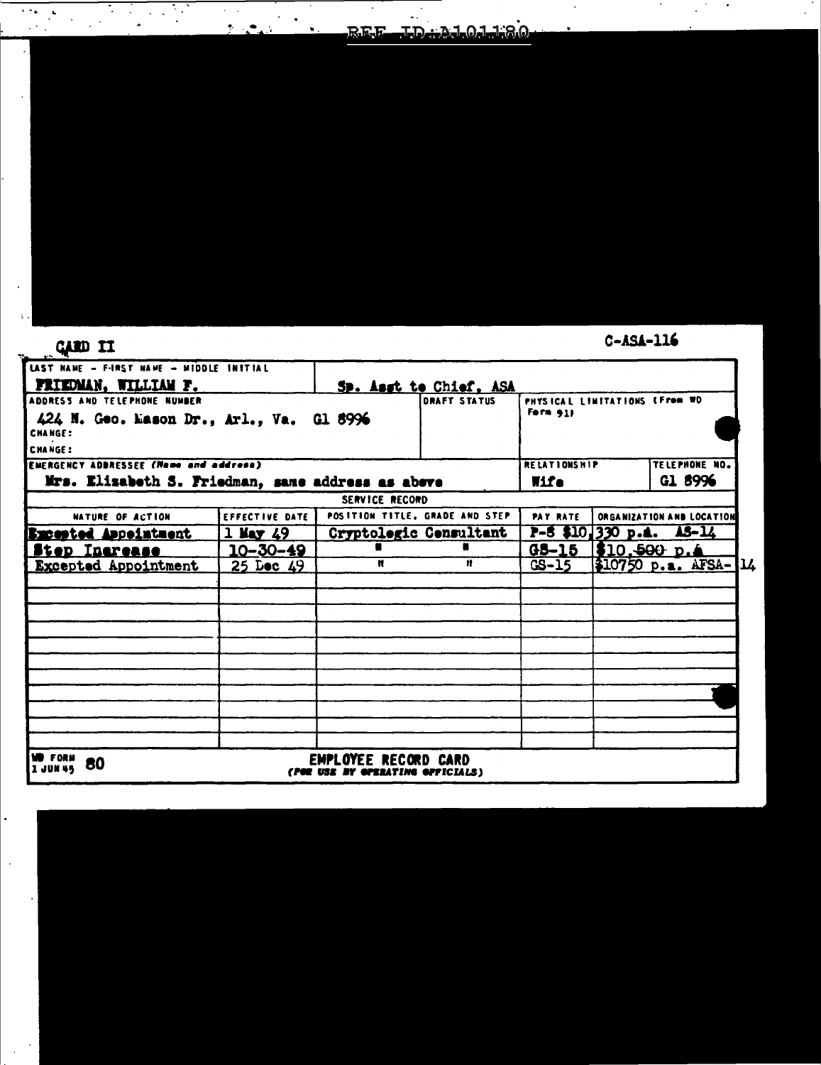REF ID:A101180

CARD II

C-ASA-116

| LAST NAME - FIRST NAME - MIDDLE INITIAL | | | | | |
|---|---|---|---|---|---|
| FRIEDMAN, WILLIAM F. | | Sp. Asst to Chief, ASA | | | |
| ADDRESS AND TELEPHONE NUMBER | | DRAFT STATUS | PHYSICAL LIMITATIONS (From WD Form 91) | | |
| 424 N. Geo. Mason Dr., Arl., Va. Gl 8996 | | | | | |
| CHANGE: | | | | | |
| CHANGE: | | | | | |
| EMERGENCY ADDRESSEE (Name and address) | | | RELATIONSHIP | TELEPHONE NO. | |
| Mrs. Elizabeth S. Friedman, same address as above | | | Wife | Gl 8996 | |

SERVICE RECORD

| NATURE OF ACTION | EFFECTIVE DATE | POSITION TITLE, GRADE AND STEP | PAY RATE | ORGANIZATION AND LOCATION |
|---|---|---|---|---|
| Excepted Appointment | 1 May 49 | Cryptologic Consultant | P-8 $10,330 p.a. | AS-14 |
| Step Increase | 10-30-49 | " " | GS-15 | $10,500 p.a |
| Excepted Appointment | 25 Dec 49 | " " | GS-15 | $10750 p.a. AFSA-14 |

WD FORM 80
1 JUN 45

EMPLOYEE RECORD CARD
(FOR USE BY OPERATING OFFICIALS)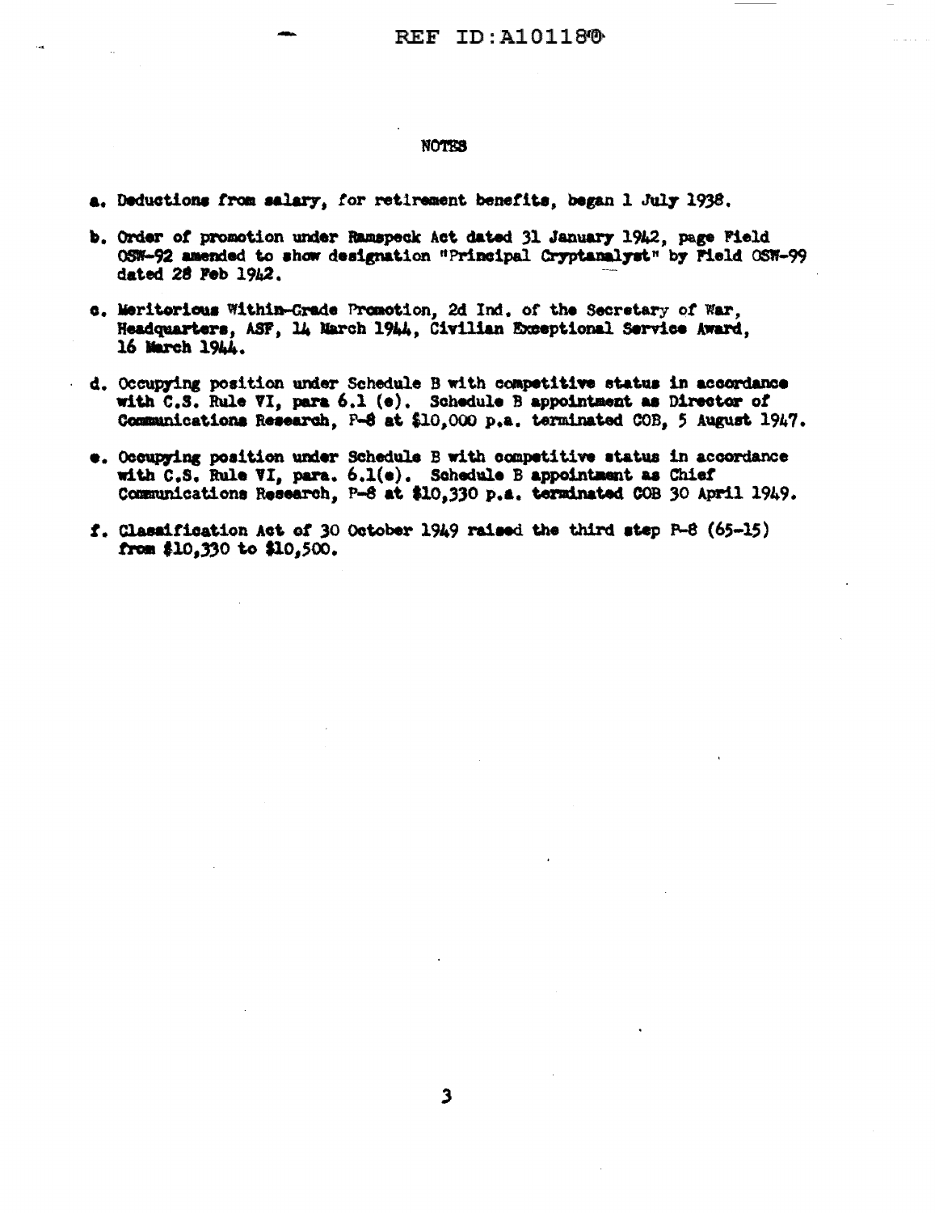## NOTES

a. Deductions from salary, for retirement benefits, began 1 July 1938.

b. Order of promotion under Ramspeck Act dated 31 January 1942, page Field OSW-92 amended to show designation "Principal Cryptanalyst" by Field OSW-99 dated 28 Feb 1942.

c. Meritorious Within-Grade Promotion, 2d Ind. of the Secretary of War, Headquarters, ASF, 14 March 1944, Civilian Exceptional Service Award, 16 March 1944.

d. Occupying position under Schedule B with competitive status in accordance with C.S. Rule VI, para 6.1 (e). Schedule B appointment as Director of Communications Research, P-8 at $10,000 p.a. terminated COB, 5 August 1947.

e. Occupying position under Schedule B with competitive status in accordance with C.S. Rule VI, para. 6.1(e). Schedule B appointment as Chief Communications Research, P-8 at $10,330 p.a. terminated COB 30 April 1949.

f. Classification Act of 30 October 1949 raised the third step P-8 (65-15) from $10,330 to $10,500.